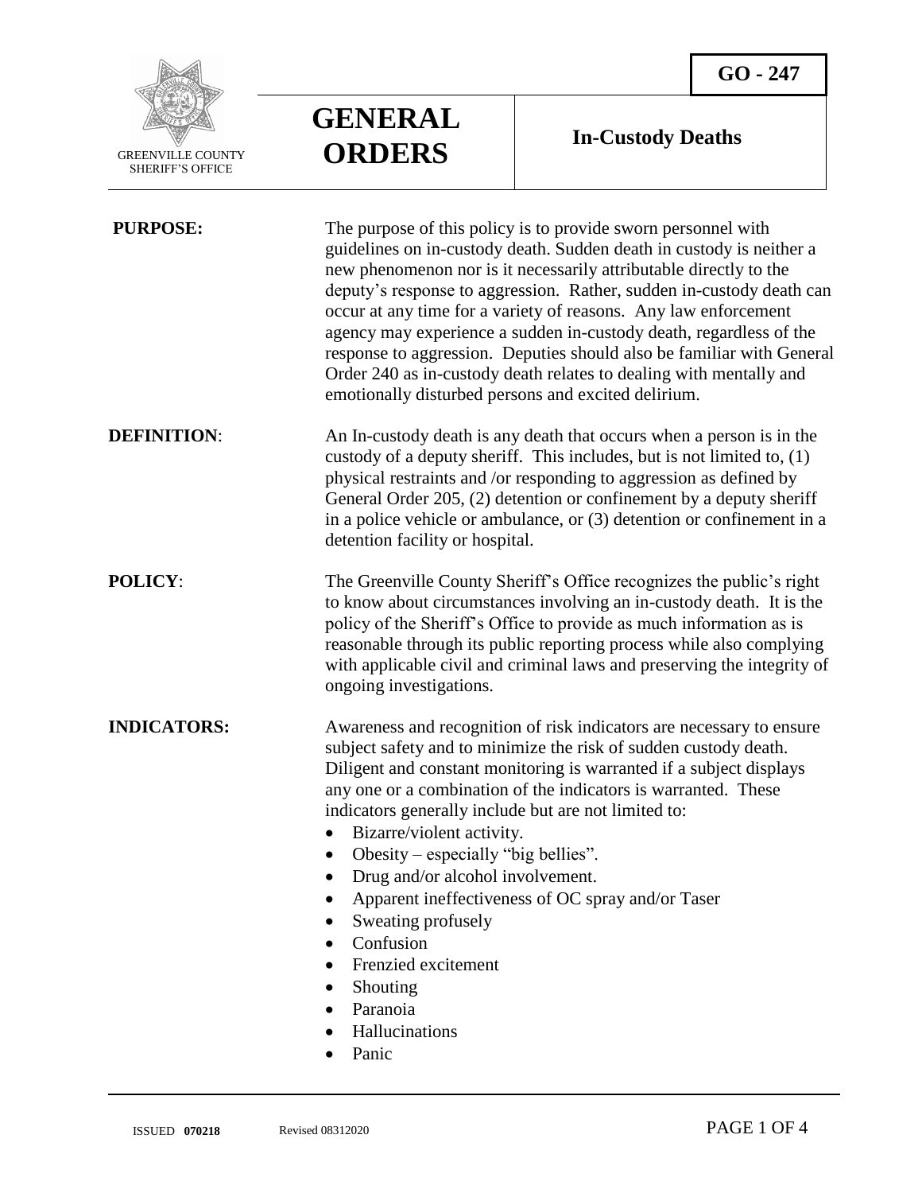GREENVILLE COUNTY SHERIFF'S OFFICE

# GENERAL ORDERS

**GO - 247**

## In-Custody Deaths

**PURPOSE:** The purpose of this policy is to provide sworn personnel with guidelines on in-custody death. Sudden death in custody is neither a new phenomenon nor is it necessarily attributable directly to the deputy's response to aggression. Rather, sudden in-custody death can occur at any time for a variety of reasons. Any law enforcement agency may experience a sudden in-custody death, regardless of the response to aggression. Deputies should also be familiar with General Order 240 as in-custody death relates to dealing with mentally and emotionally disturbed persons and excited delirium.

**DEFINITION**: An In-custody death is any death that occurs when a person is in the custody of a deputy sheriff. This includes, but is not limited to, (1) physical restraints and /or responding to aggression as defined by General Order 205, (2) detention or confinement by a deputy sheriff in a police vehicle or ambulance, or (3) detention or confinement in a detention facility or hospital.

**POLICY**: The Greenville County Sheriff's Office recognizes the public's right to know about circumstances involving an in-custody death. It is the policy of the Sheriff's Office to provide as much information as is reasonable through its public reporting process while also complying with applicable civil and criminal laws and preserving the integrity of ongoing investigations.

**INDICATORS:** Awareness and recognition of risk indicators are necessary to ensure subject safety and to minimize the risk of sudden custody death. Diligent and constant monitoring is warranted if a subject displays any one or a combination of the indicators is warranted. These indicators generally include but are not limited to:

- Bizarre/violent activity.
- Obesity – especially "big bellies".
- Drug and/or alcohol involvement.
- Apparent ineffectiveness of OC spray and/or Taser
- Sweating profusely
- Confusion
- Frenzied excitement
- Shouting
- Paranoia
- Hallucinations
- Panic

ISSUED **070218** Revised 08312020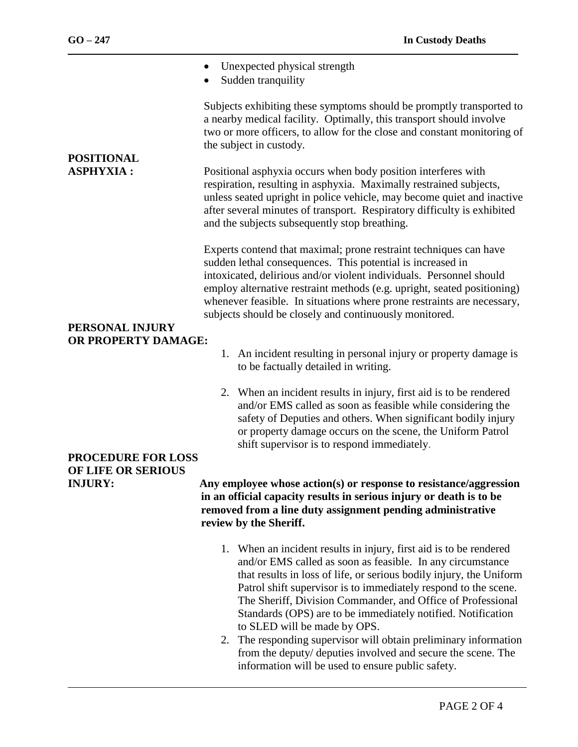- Unexpected physical strength
- Sudden tranquility

Subjects exhibiting these symptoms should be promptly transported to a nearby medical facility. Optimally, this transport should involve two or more officers, to allow for the close and constant monitoring of the subject in custody.

**POSITIONAL ASPHYXIA :**

Positional asphyxia occurs when body position interferes with respiration, resulting in asphyxia. Maximally restrained subjects, unless seated upright in police vehicle, may become quiet and inactive after several minutes of transport. Respiratory difficulty is exhibited and the subjects subsequently stop breathing.

Experts contend that maximal; prone restraint techniques can have sudden lethal consequences. This potential is increased in intoxicated, delirious and/or violent individuals. Personnel should employ alternative restraint methods (e.g. upright, seated positioning) whenever feasible. In situations where prone restraints are necessary, subjects should be closely and continuously monitored.

**PERSONAL INJURY OR PROPERTY DAMAGE:**

1. An incident resulting in personal injury or property damage is to be factually detailed in writing.

2. When an incident results in injury, first aid is to be rendered and/or EMS called as soon as feasible while considering the safety of Deputies and others. When significant bodily injury or property damage occurs on the scene, the Uniform Patrol shift supervisor is to respond immediately.

**PROCEDURE FOR LOSS OF LIFE OR SERIOUS INJURY:**

**Any employee whose action(s) or response to resistance/aggression in an official capacity results in serious injury or death is to be removed from a line duty assignment pending administrative review by the Sheriff.**

1. When an incident results in injury, first aid is to be rendered and/or EMS called as soon as feasible. In any circumstance that results in loss of life, or serious bodily injury, the Uniform Patrol shift supervisor is to immediately respond to the scene. The Sheriff, Division Commander, and Office of Professional Standards (OPS) are to be immediately notified. Notification to SLED will be made by OPS.
2. The responding supervisor will obtain preliminary information from the deputy/ deputies involved and secure the scene. The information will be used to ensure public safety.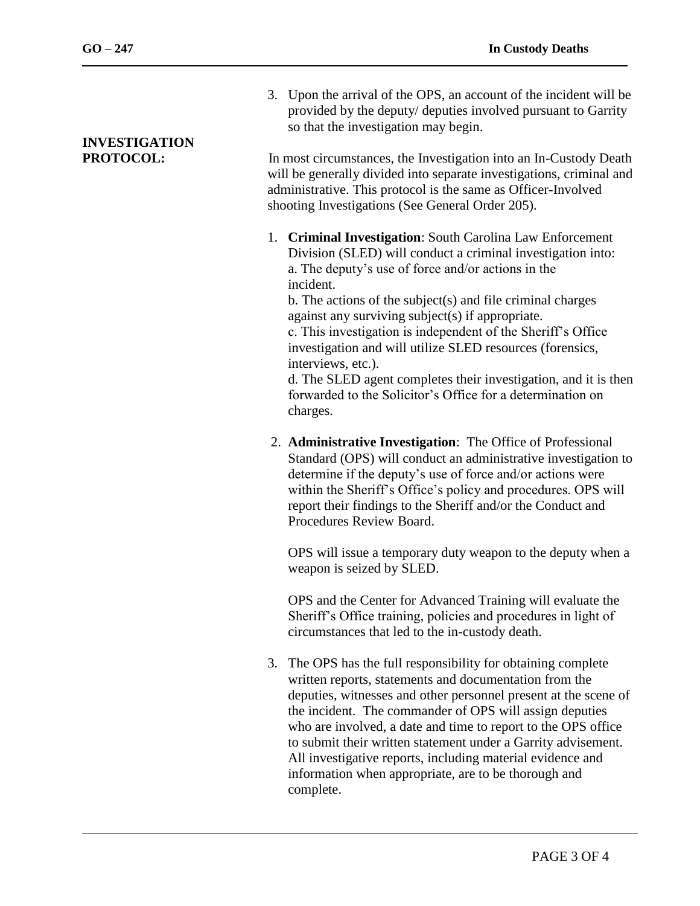3. Upon the arrival of the OPS, an account of the incident will be provided by the deputy/ deputies involved pursuant to Garrity so that the investigation may begin.

**INVESTIGATION PROTOCOL:**

In most circumstances, the Investigation into an In-Custody Death will be generally divided into separate investigations, criminal and administrative. This protocol is the same as Officer-Involved shooting Investigations (See General Order 205).

1. **Criminal Investigation**: South Carolina Law Enforcement Division (SLED) will conduct a criminal investigation into:
   a. The deputy's use of force and/or actions in the incident.
   b. The actions of the subject(s) and file criminal charges against any surviving subject(s) if appropriate.
   c. This investigation is independent of the Sheriff's Office investigation and will utilize SLED resources (forensics, interviews, etc.).
   d. The SLED agent completes their investigation, and it is then forwarded to the Solicitor's Office for a determination on charges.

2. **Administrative Investigation**: The Office of Professional Standard (OPS) will conduct an administrative investigation to determine if the deputy's use of force and/or actions were within the Sheriff's Office's policy and procedures. OPS will report their findings to the Sheriff and/or the Conduct and Procedures Review Board.

   OPS will issue a temporary duty weapon to the deputy when a weapon is seized by SLED.

   OPS and the Center for Advanced Training will evaluate the Sheriff's Office training, policies and procedures in light of circumstances that led to the in-custody death.

3. The OPS has the full responsibility for obtaining complete written reports, statements and documentation from the deputies, witnesses and other personnel present at the scene of the incident. The commander of OPS will assign deputies who are involved, a date and time to report to the OPS office to submit their written statement under a Garrity advisement. All investigative reports, including material evidence and information when appropriate, are to be thorough and complete.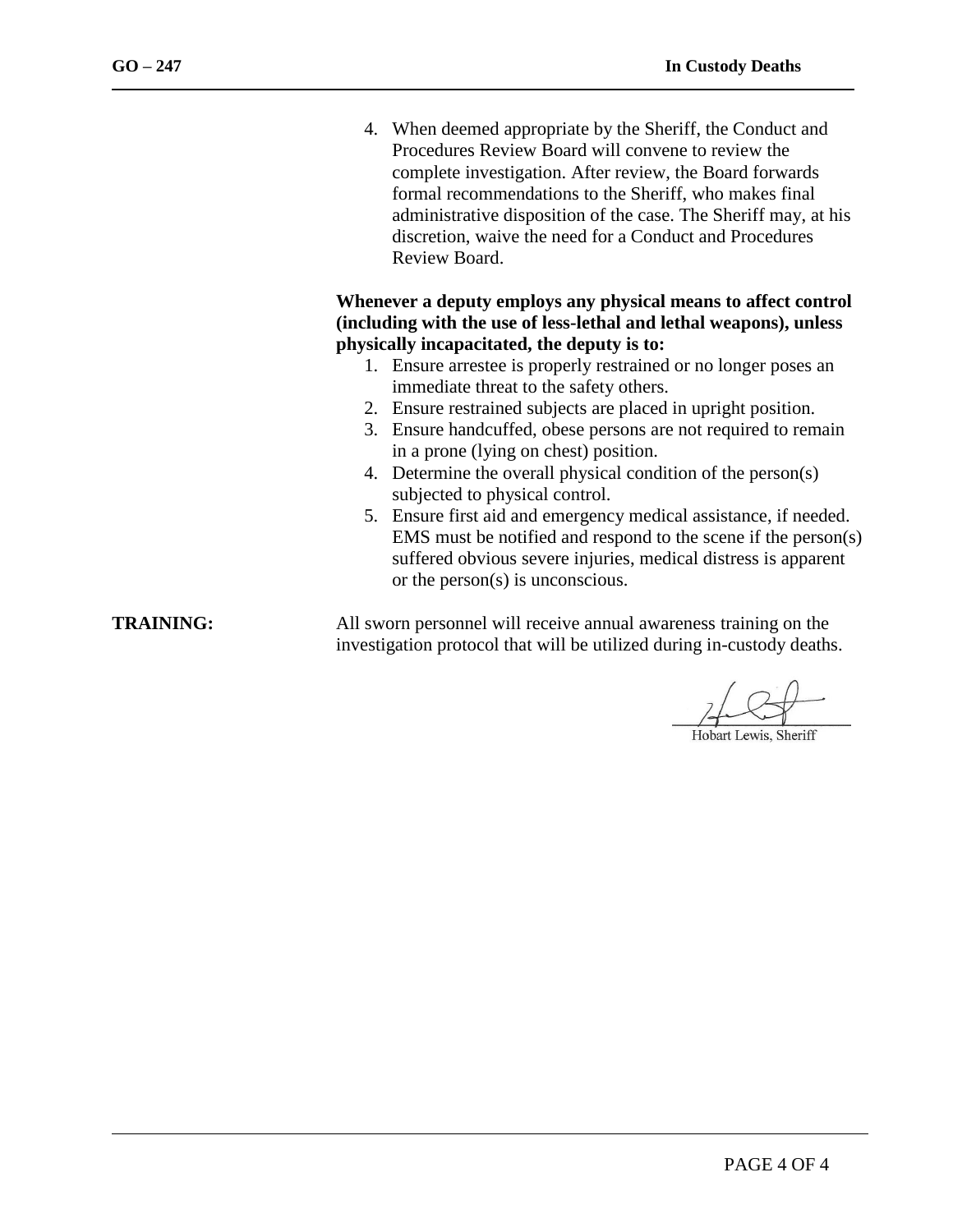4. When deemed appropriate by the Sheriff, the Conduct and Procedures Review Board will convene to review the complete investigation. After review, the Board forwards formal recommendations to the Sheriff, who makes final administrative disposition of the case. The Sheriff may, at his discretion, waive the need for a Conduct and Procedures Review Board.

**Whenever a deputy employs any physical means to affect control (including with the use of less-lethal and lethal weapons), unless physically incapacitated, the deputy is to:**

1. Ensure arrestee is properly restrained or no longer poses an immediate threat to the safety others.
2. Ensure restrained subjects are placed in upright position.
3. Ensure handcuffed, obese persons are not required to remain in a prone (lying on chest) position.
4. Determine the overall physical condition of the person(s) subjected to physical control.
5. Ensure first aid and emergency medical assistance, if needed. EMS must be notified and respond to the scene if the person(s) suffered obvious severe injuries, medical distress is apparent or the person(s) is unconscious.

**TRAINING:** All sworn personnel will receive annual awareness training on the investigation protocol that will be utilized during in-custody deaths.

Hobart Lewis, Sheriff